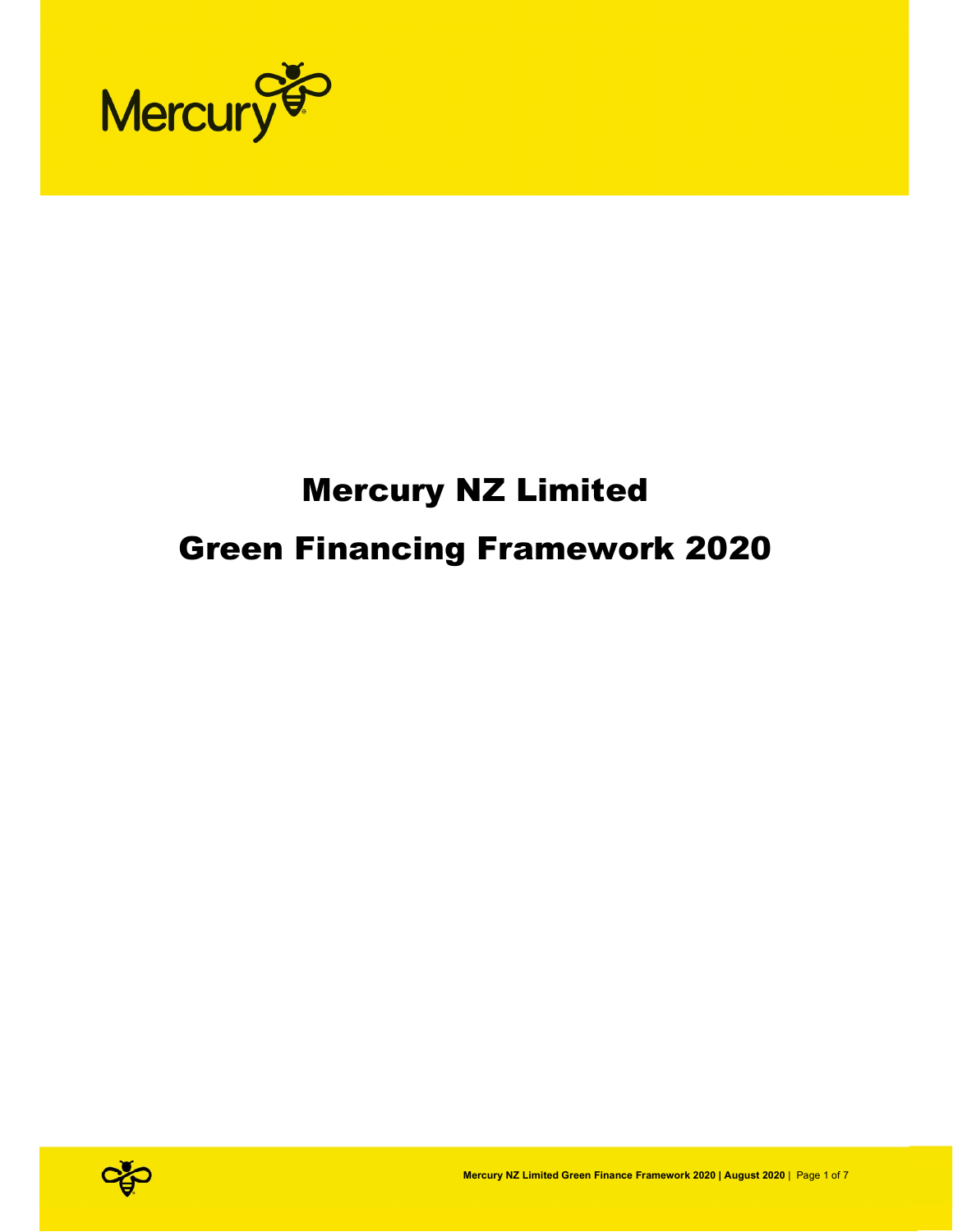Mercury

# Mercury NZ Limited

# Green Financing Framework 2020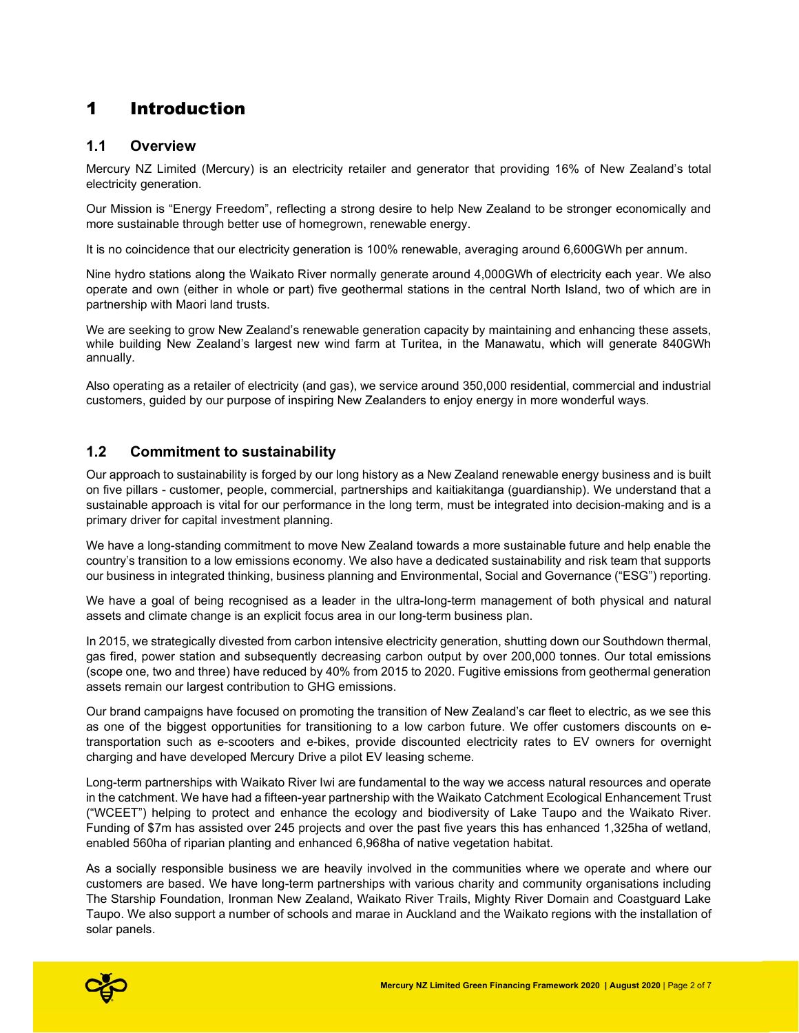# 1 Introduction

## 1.1 Overview

Mercury NZ Limited (Mercury) is an electricity retailer and generator that providing 16% of New Zealand's total electricity generation.

Our Mission is "Energy Freedom", reflecting a strong desire to help New Zealand to be stronger economically and more sustainable through better use of homegrown, renewable energy.

It is no coincidence that our electricity generation is 100% renewable, averaging around 6,600GWh per annum.

Nine hydro stations along the Waikato River normally generate around 4,000GWh of electricity each year. We also operate and own (either in whole or part) five geothermal stations in the central North Island, two of which are in partnership with Maori land trusts.

We are seeking to grow New Zealand's renewable generation capacity by maintaining and enhancing these assets, while building New Zealand's largest new wind farm at Turitea, in the Manawatu, which will generate 840GWh annually.

Also operating as a retailer of electricity (and gas), we service around 350,000 residential, commercial and industrial customers, guided by our purpose of inspiring New Zealanders to enjoy energy in more wonderful ways.

## 1.2 Commitment to sustainability

Our approach to sustainability is forged by our long history as a New Zealand renewable energy business and is built on five pillars - customer, people, commercial, partnerships and kaitiakitanga (guardianship). We understand that a sustainable approach is vital for our performance in the long term, must be integrated into decision-making and is a primary driver for capital investment planning.

We have a long-standing commitment to move New Zealand towards a more sustainable future and help enable the country's transition to a low emissions economy. We also have a dedicated sustainability and risk team that supports our business in integrated thinking, business planning and Environmental, Social and Governance ("ESG") reporting.

We have a goal of being recognised as a leader in the ultra-long-term management of both physical and natural assets and climate change is an explicit focus area in our long-term business plan.

In 2015, we strategically divested from carbon intensive electricity generation, shutting down our Southdown thermal, gas fired, power station and subsequently decreasing carbon output by over 200,000 tonnes. Our total emissions (scope one, two and three) have reduced by 40% from 2015 to 2020. Fugitive emissions from geothermal generation assets remain our largest contribution to GHG emissions.

Our brand campaigns have focused on promoting the transition of New Zealand's car fleet to electric, as we see this as one of the biggest opportunities for transitioning to a low carbon future. We offer customers discounts on e-transportation such as e-scooters and e-bikes, provide discounted electricity rates to EV owners for overnight charging and have developed Mercury Drive a pilot EV leasing scheme.

Long-term partnerships with Waikato River Iwi are fundamental to the way we access natural resources and operate in the catchment. We have had a fifteen-year partnership with the Waikato Catchment Ecological Enhancement Trust ("WCEET") helping to protect and enhance the ecology and biodiversity of Lake Taupo and the Waikato River. Funding of $7m has assisted over 245 projects and over the past five years this has enhanced 1,325ha of wetland, enabled 560ha of riparian planting and enhanced 6,968ha of native vegetation habitat.

As a socially responsible business we are heavily involved in the communities where we operate and where our customers are based. We have long-term partnerships with various charity and community organisations including The Starship Foundation, Ironman New Zealand, Waikato River Trails, Mighty River Domain and Coastguard Lake Taupo. We also support a number of schools and marae in Auckland and the Waikato regions with the installation of solar panels.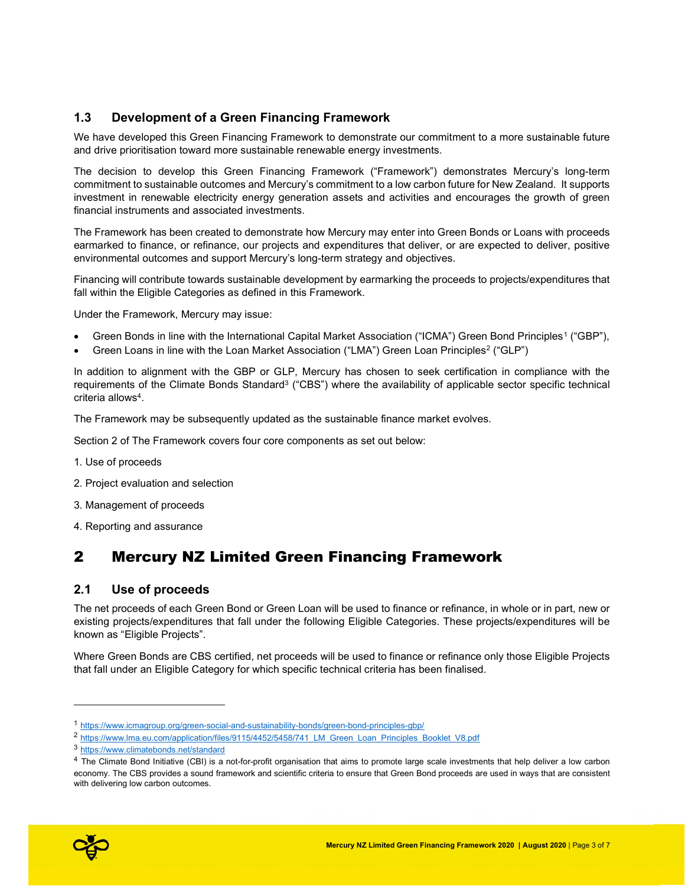### 1.3 Development of a Green Financing Framework

We have developed this Green Financing Framework to demonstrate our commitment to a more sustainable future and drive prioritisation toward more sustainable renewable energy investments.

The decision to develop this Green Financing Framework ("Framework") demonstrates Mercury's long-term commitment to sustainable outcomes and Mercury's commitment to a low carbon future for New Zealand. It supports investment in renewable electricity energy generation assets and activities and encourages the growth of green financial instruments and associated investments.

The Framework has been created to demonstrate how Mercury may enter into Green Bonds or Loans with proceeds earmarked to finance, or refinance, our projects and expenditures that deliver, or are expected to deliver, positive environmental outcomes and support Mercury's long-term strategy and objectives.

Financing will contribute towards sustainable development by earmarking the proceeds to projects/expenditures that fall within the Eligible Categories as defined in this Framework.

Under the Framework, Mercury may issue:

- Green Bonds in line with the International Capital Market Association ("ICMA") Green Bond Principles[1] ("GBP"),
- Green Loans in line with the Loan Market Association ("LMA") Green Loan Principles[2] ("GLP")

In addition to alignment with the GBP or GLP, Mercury has chosen to seek certification in compliance with the requirements of the Climate Bonds Standard[3] ("CBS") where the availability of applicable sector specific technical criteria allows[4].

The Framework may be subsequently updated as the sustainable finance market evolves.

Section 2 of The Framework covers four core components as set out below:

1. Use of proceeds
2. Project evaluation and selection
3. Management of proceeds
4. Reporting and assurance

## 2 Mercury NZ Limited Green Financing Framework

### 2.1 Use of proceeds

The net proceeds of each Green Bond or Green Loan will be used to finance or refinance, in whole or in part, new or existing projects/expenditures that fall under the following Eligible Categories. These projects/expenditures will be known as "Eligible Projects".

Where Green Bonds are CBS certified, net proceeds will be used to finance or refinance only those Eligible Projects that fall under an Eligible Category for which specific technical criteria has been finalised.

---

[1] https://www.icmagroup.org/green-social-and-sustainability-bonds/green-bond-principles-gbp/

[2] https://www.lma.eu.com/application/files/9115/4452/5458/741_LM_Green_Loan_Principles_Booklet_V8.pdf

[3] https://www.climatebonds.net/standard

[4] The Climate Bond Initiative (CBI) is a not-for-profit organisation that aims to promote large scale investments that help deliver a low carbon economy. The CBS provides a sound framework and scientific criteria to ensure that Green Bond proceeds are used in ways that are consistent with delivering low carbon outcomes.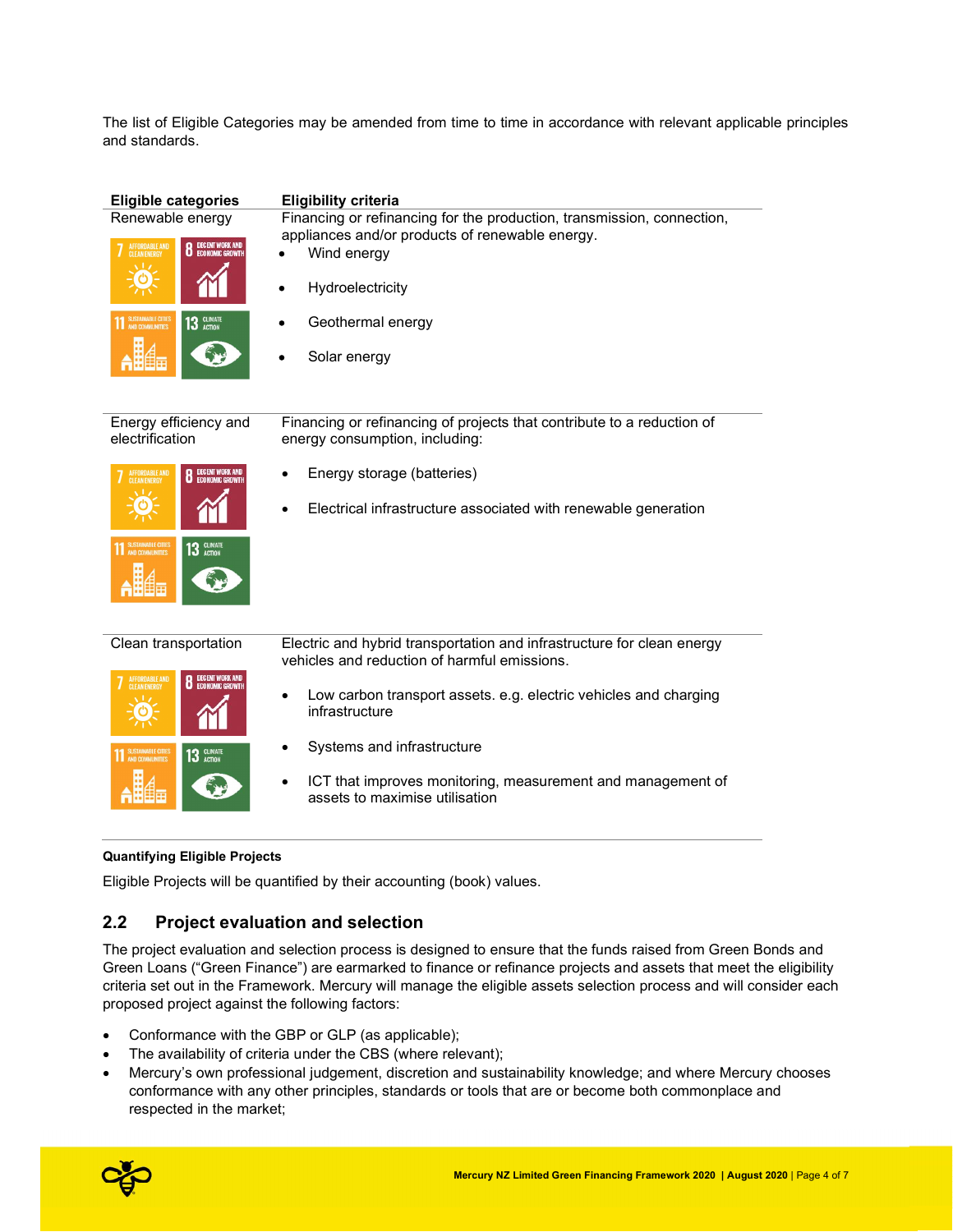The list of Eligible Categories may be amended from time to time in accordance with relevant applicable principles and standards.

| Eligible categories | Eligibility criteria |
|---|---|
| Renewable energy | Financing or refinancing for the production, transmission, connection, appliances and/or products of renewable energy.<br>• Wind energy<br>• Hydroelectricity<br>• Geothermal energy<br>• Solar energy |
| Energy efficiency and electrification | Financing or refinancing of projects that contribute to a reduction of energy consumption, including:<br>• Energy storage (batteries)<br>• Electrical infrastructure associated with renewable generation |
| Clean transportation | Electric and hybrid transportation and infrastructure for clean energy vehicles and reduction of harmful emissions.<br>• Low carbon transport assets. e.g. electric vehicles and charging infrastructure<br>• Systems and infrastructure<br>• ICT that improves monitoring, measurement and management of assets to maximise utilisation |

**Quantifying Eligible Projects**

Eligible Projects will be quantified by their accounting (book) values.

## 2.2 Project evaluation and selection

The project evaluation and selection process is designed to ensure that the funds raised from Green Bonds and Green Loans ("Green Finance") are earmarked to finance or refinance projects and assets that meet the eligibility criteria set out in the Framework. Mercury will manage the eligible assets selection process and will consider each proposed project against the following factors:

- Conformance with the GBP or GLP (as applicable);
- The availability of criteria under the CBS (where relevant);
- Mercury's own professional judgement, discretion and sustainability knowledge; and where Mercury chooses conformance with any other principles, standards or tools that are or become both commonplace and respected in the market;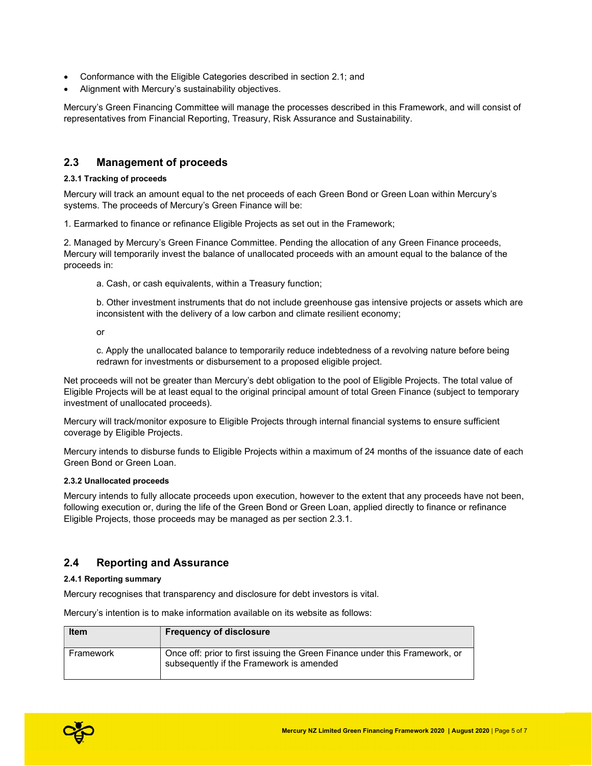- Conformance with the Eligible Categories described in section 2.1; and
- Alignment with Mercury's sustainability objectives.

Mercury's Green Financing Committee will manage the processes described in this Framework, and will consist of representatives from Financial Reporting, Treasury, Risk Assurance and Sustainability.

## 2.3 Management of proceeds

#### 2.3.1 Tracking of proceeds

Mercury will track an amount equal to the net proceeds of each Green Bond or Green Loan within Mercury's systems. The proceeds of Mercury's Green Finance will be:

1. Earmarked to finance or refinance Eligible Projects as set out in the Framework;

2. Managed by Mercury's Green Finance Committee. Pending the allocation of any Green Finance proceeds, Mercury will temporarily invest the balance of unallocated proceeds with an amount equal to the balance of the proceeds in:

> a. Cash, or cash equivalents, within a Treasury function;
>
> b. Other investment instruments that do not include greenhouse gas intensive projects or assets which are inconsistent with the delivery of a low carbon and climate resilient economy;
>
> or
>
> c. Apply the unallocated balance to temporarily reduce indebtedness of a revolving nature before being redrawn for investments or disbursement to a proposed eligible project.

Net proceeds will not be greater than Mercury's debt obligation to the pool of Eligible Projects. The total value of Eligible Projects will be at least equal to the original principal amount of total Green Finance (subject to temporary investment of unallocated proceeds).

Mercury will track/monitor exposure to Eligible Projects through internal financial systems to ensure sufficient coverage by Eligible Projects.

Mercury intends to disburse funds to Eligible Projects within a maximum of 24 months of the issuance date of each Green Bond or Green Loan.

#### 2.3.2 Unallocated proceeds

Mercury intends to fully allocate proceeds upon execution, however to the extent that any proceeds have not been, following execution or, during the life of the Green Bond or Green Loan, applied directly to finance or refinance Eligible Projects, those proceeds may be managed as per section 2.3.1.

## 2.4 Reporting and Assurance

#### 2.4.1 Reporting summary

Mercury recognises that transparency and disclosure for debt investors is vital.

Mercury's intention is to make information available on its website as follows:

| Item | Frequency of disclosure |
|---|---|
| Framework | Once off: prior to first issuing the Green Finance under this Framework, or subsequently if the Framework is amended |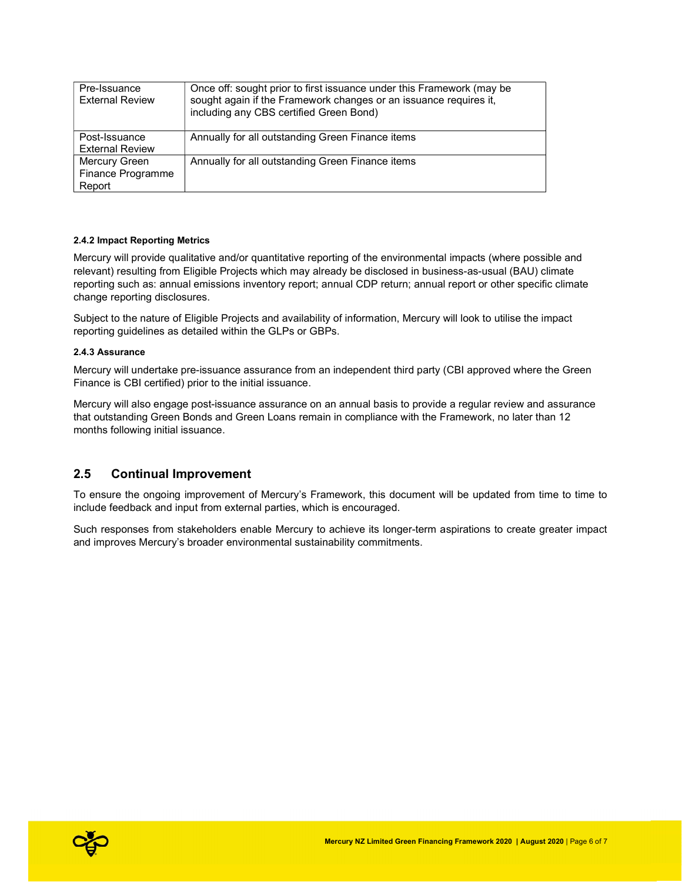| Pre-Issuance External Review | Once off: sought prior to first issuance under this Framework (may be sought again if the Framework changes or an issuance requires it, including any CBS certified Green Bond) |
|---|---|
| Post-Issuance External Review | Annually for all outstanding Green Finance items |
| Mercury Green Finance Programme Report | Annually for all outstanding Green Finance items |

#### 2.4.2 Impact Reporting Metrics

Mercury will provide qualitative and/or quantitative reporting of the environmental impacts (where possible and relevant) resulting from Eligible Projects which may already be disclosed in business-as-usual (BAU) climate reporting such as: annual emissions inventory report; annual CDP return; annual report or other specific climate change reporting disclosures.

Subject to the nature of Eligible Projects and availability of information, Mercury will look to utilise the impact reporting guidelines as detailed within the GLPs or GBPs.

#### 2.4.3 Assurance

Mercury will undertake pre-issuance assurance from an independent third party (CBI approved where the Green Finance is CBI certified) prior to the initial issuance.

Mercury will also engage post-issuance assurance on an annual basis to provide a regular review and assurance that outstanding Green Bonds and Green Loans remain in compliance with the Framework, no later than 12 months following initial issuance.

## 2.5 Continual Improvement

To ensure the ongoing improvement of Mercury's Framework, this document will be updated from time to time to include feedback and input from external parties, which is encouraged.

Such responses from stakeholders enable Mercury to achieve its longer-term aspirations to create greater impact and improves Mercury's broader environmental sustainability commitments.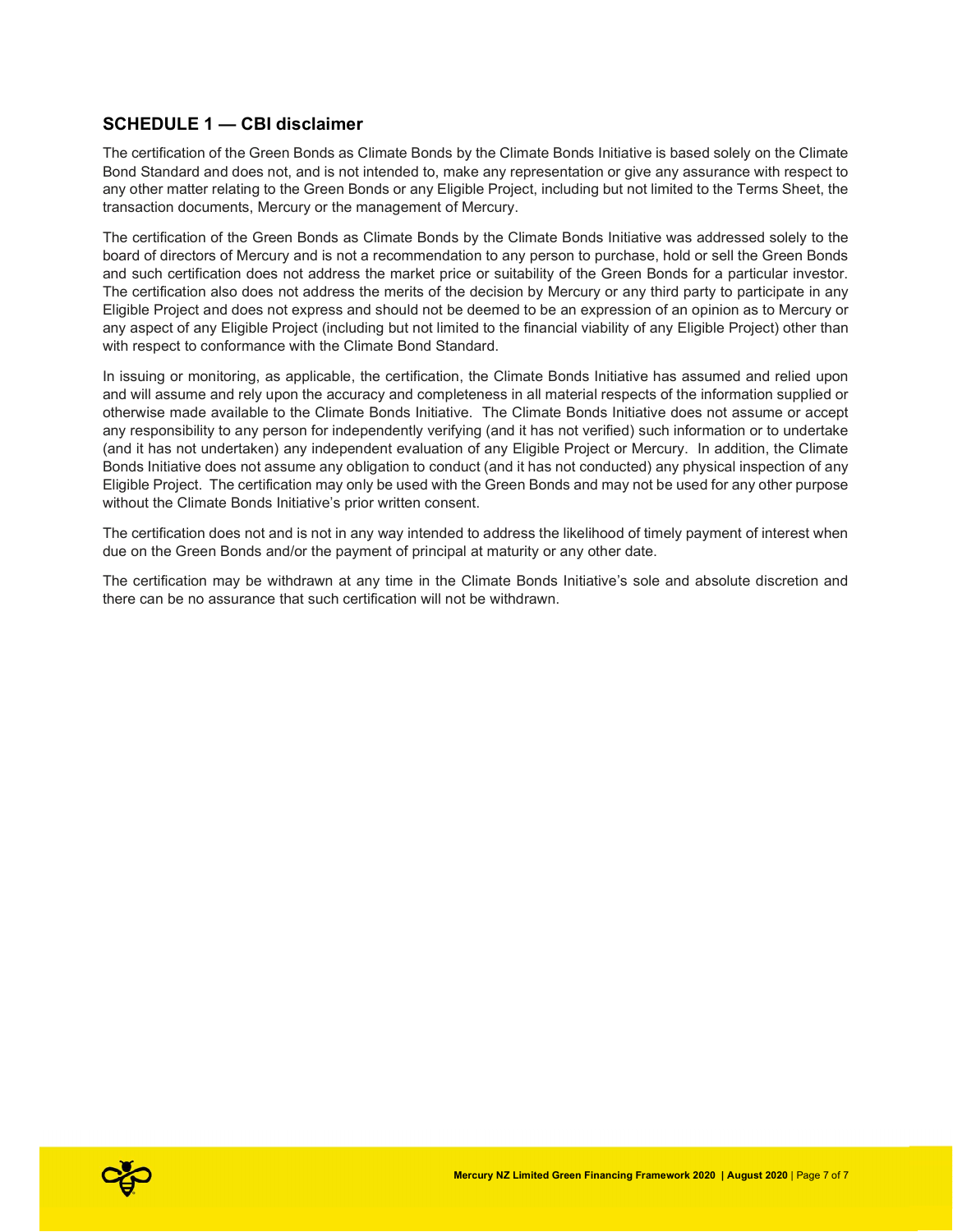## SCHEDULE 1 — CBI disclaimer

The certification of the Green Bonds as Climate Bonds by the Climate Bonds Initiative is based solely on the Climate Bond Standard and does not, and is not intended to, make any representation or give any assurance with respect to any other matter relating to the Green Bonds or any Eligible Project, including but not limited to the Terms Sheet, the transaction documents, Mercury or the management of Mercury.

The certification of the Green Bonds as Climate Bonds by the Climate Bonds Initiative was addressed solely to the board of directors of Mercury and is not a recommendation to any person to purchase, hold or sell the Green Bonds and such certification does not address the market price or suitability of the Green Bonds for a particular investor. The certification also does not address the merits of the decision by Mercury or any third party to participate in any Eligible Project and does not express and should not be deemed to be an expression of an opinion as to Mercury or any aspect of any Eligible Project (including but not limited to the financial viability of any Eligible Project) other than with respect to conformance with the Climate Bond Standard.

In issuing or monitoring, as applicable, the certification, the Climate Bonds Initiative has assumed and relied upon and will assume and rely upon the accuracy and completeness in all material respects of the information supplied or otherwise made available to the Climate Bonds Initiative. The Climate Bonds Initiative does not assume or accept any responsibility to any person for independently verifying (and it has not verified) such information or to undertake (and it has not undertaken) any independent evaluation of any Eligible Project or Mercury. In addition, the Climate Bonds Initiative does not assume any obligation to conduct (and it has not conducted) any physical inspection of any Eligible Project. The certification may only be used with the Green Bonds and may not be used for any other purpose without the Climate Bonds Initiative's prior written consent.

The certification does not and is not in any way intended to address the likelihood of timely payment of interest when due on the Green Bonds and/or the payment of principal at maturity or any other date.

The certification may be withdrawn at any time in the Climate Bonds Initiative's sole and absolute discretion and there can be no assurance that such certification will not be withdrawn.